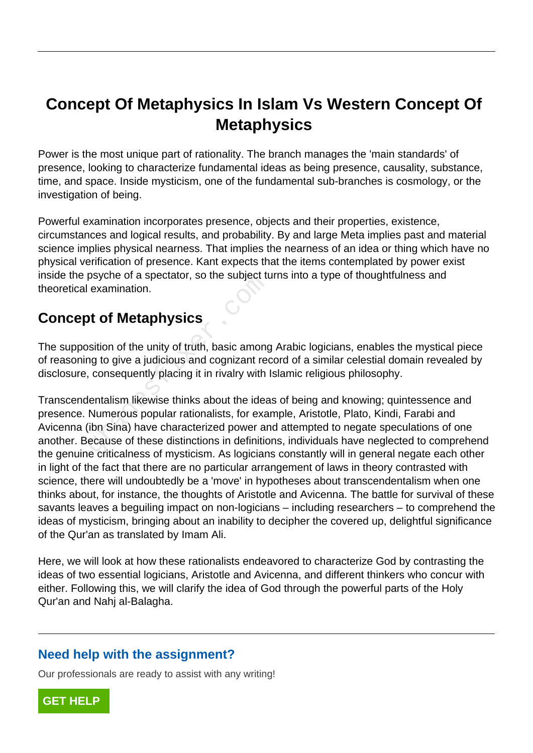# Concept Of Metaphysics In Islam Vs Western Concept Of Metaphysics

Power is the most unique part of rationality. The branch manages the 'main standards' of presence, looking to characterize fundamental ideas as being presence, causality, substance, time, and space. Inside mysticism, one of the fundamental sub-branches is cosmology, or the investigation of being.

Powerful examination incorporates presence, objects and their properties, existence, circumstances and logical results, and probability. By and large Meta implies past and material science implies physical nearness. That implies the nearness of an idea or thing which have no physical verification of presence. Kant expects that the items contemplated by power exist inside the psyche of a spectator, so the subject turns into a type of thoughtfulness and theoretical examination.

## Concept of Metaphysics

The supposition of the unity of truth, basic among Arabic logicians, enables the mystical piece of reasoning to give a judicious and cognizant record of a similar celestial domain revealed by disclosure, consequently placing it in rivalry with Islamic religious philosophy.

Transcendentalism likewise thinks about the ideas of being and knowing; quintessence and presence. Numerous popular rationalists, for example, Aristotle, Plato, Kindi, Farabi and Avicenna (ibn Sina) have characterized power and attempted to negate speculations of one another. Because of these distinctions in definitions, individuals have neglected to comprehend the genuine criticalness of mysticism. As logicians constantly will in general negate each other in light of the fact that there are no particular arrangement of laws in theory contrasted with science, there will undoubtedly be a 'move' in hypotheses about transcendentalism when one thinks about, for instance, the thoughts of Aristotle and Avicenna. The battle for survival of these savants leaves a beguiling impact on non-logicians – including researchers – to comprehend the ideas of mysticism, bringing about an inability to decipher the covered up, delightful significance of the Qur'an as translated by Imam Ali.

Here, we will look at how these rationalists endeavored to characterize God by contrasting the ideas of two essential logicians, Aristotle and Avicenna, and different thinkers who concur with either. Following this, we will clarify the idea of God through the powerful parts of the Holy Qur'an and Nahj al-Balagha.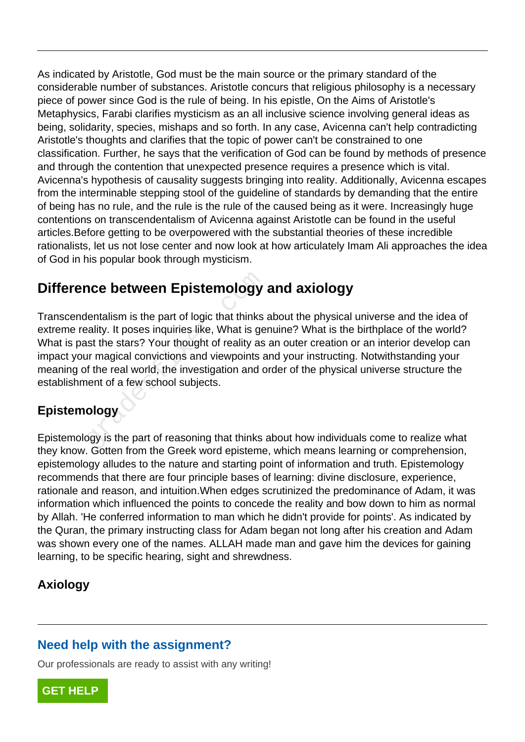As indicated by Aristotle, God must be the main source or the primary standard of the considerable number of substances. Aristotle concurs that religious philosophy is a necessary piece of power since God is the rule of being. In his epistle, On the Aims of Aristotle's Metaphysics, Farabi clarifies mysticism as an all inclusive science involving general ideas as being, solidarity, species, mishaps and so forth. In any case, Avicenna can't help contradicting Aristotle's thoughts and clarifies that the topic of power can't be constrained to one classification. Further, he says that the verification of God can be found by methods of presence and through the contention that unexpected presence requires a presence which is vital. Avicenna's hypothesis of causality suggests bringing into reality. Additionally, Avicenna escapes from the interminable stepping stool of the guideline of standards by demanding that the entire of being has no rule, and the rule is the rule of the caused being as it were. Increasingly huge contentions on transcendentalism of Avicenna against Aristotle can be found in the useful articles.Before getting to be overpowered with the substantial theories of these incredible rationalists, let us not lose center and now look at how articulately Imam Ali approaches the idea of God in his popular book through mysticism.

## Difference between Epistemology and axiology

Transcendentalism is the part of logic that thinks about the physical universe and the idea of extreme reality. It poses inquiries like, What is genuine? What is the birthplace of the world? What is past the stars? Your thought of reality as an outer creation or an interior develop can impact your magical convictions and viewpoints and your instructing. Notwithstanding your meaning of the real world, the investigation and order of the physical universe structure the establishment of a few school subjects.

### Epistemology

Epistemology is the part of reasoning that thinks about how individuals come to realize what they know. Gotten from the Greek word episteme, which means learning or comprehension, epistemology alludes to the nature and starting point of information and truth. Epistemology recommends that there are four principle bases of learning: divine disclosure, experience, rationale and reason, and intuition.When edges scrutinized the predominance of Adam, it was information which influenced the points to concede the reality and bow down to him as normal by Allah. 'He conferred information to man which he didn't provide for points'. As indicated by the Quran, the primary instructing class for Adam began not long after his creation and Adam was shown every one of the names. ALLAH made man and gave him the devices for gaining learning, to be specific hearing, sight and shrewdness.

### Axiology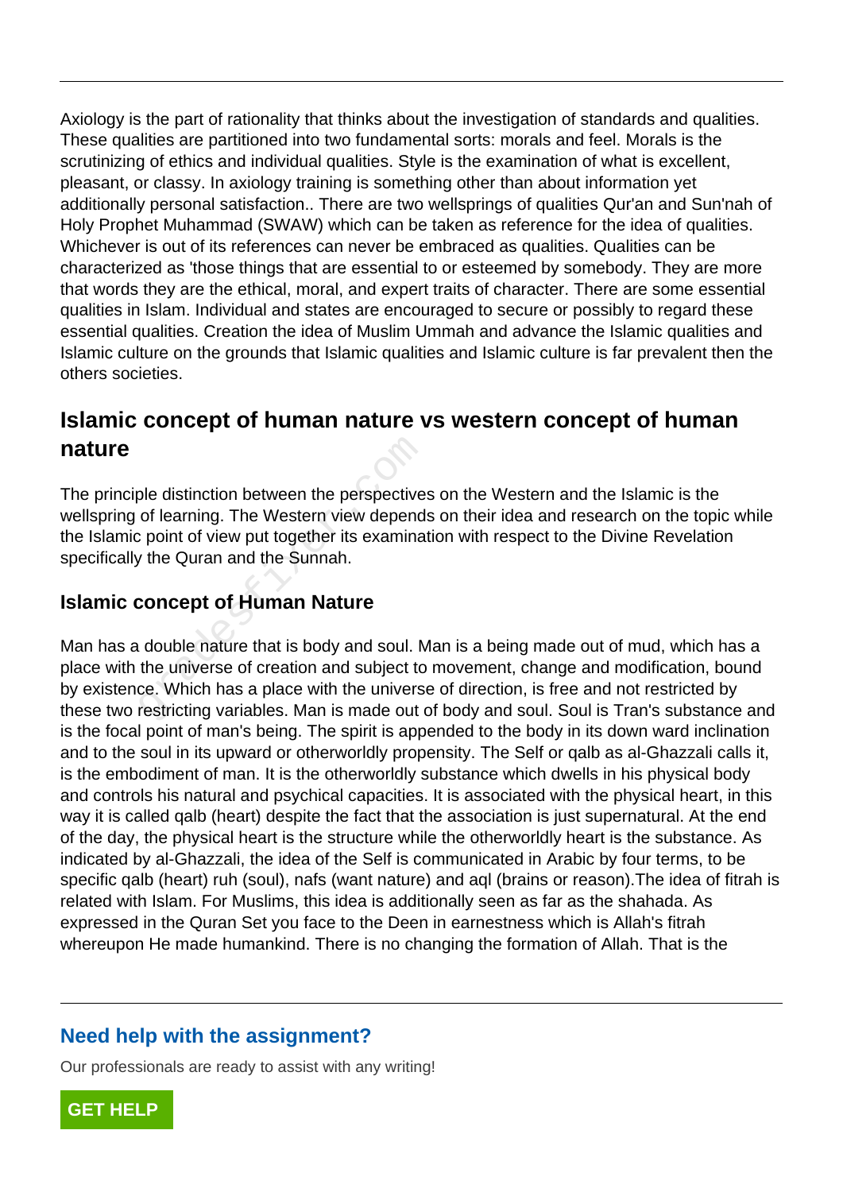Axiology is the part of rationality that thinks about the investigation of standards and qualities. These qualities are partitioned into two fundamental sorts: morals and feel. Morals is the scrutinizing of ethics and individual qualities. Style is the examination of what is excellent, pleasant, or classy. In axiology training is something other than about information yet additionally personal satisfaction.. There are two wellsprings of qualities Qur'an and Sun'nah of Holy Prophet Muhammad (SWAW) which can be taken as reference for the idea of qualities. Whichever is out of its references can never be embraced as qualities. Qualities can be characterized as 'those things that are essential to or esteemed by somebody. They are more that words they are the ethical, moral, and expert traits of character. There are some essential qualities in Islam. Individual and states are encouraged to secure or possibly to regard these essential qualities. Creation the idea of Muslim Ummah and advance the Islamic qualities and Islamic culture on the grounds that Islamic qualities and Islamic culture is far prevalent then the others societies.

## Islamic concept of human nature vs western concept of human nature

The principle distinction between the perspectives on the Western and the Islamic is the wellspring of learning. The Western view depends on their idea and research on the topic while the Islamic point of view put together its examination with respect to the Divine Revelation specifically the Quran and the Sunnah.

### Islamic concept of Human Nature

Man has a double nature that is body and soul. Man is a being made out of mud, which has a place with the universe of creation and subject to movement, change and modification, bound by existence. Which has a place with the universe of direction, is free and not restricted by these two restricting variables. Man is made out of body and soul. Soul is Tran's substance and is the focal point of man's being. The spirit is appended to the body in its down ward inclination and to the soul in its upward or otherworldly propensity. The Self or qalb as al-Ghazzali calls it, is the embodiment of man. It is the otherworldly substance which dwells in his physical body and controls his natural and psychical capacities. It is associated with the physical heart, in this way it is called qalb (heart) despite the fact that the association is just supernatural. At the end of the day, the physical heart is the structure while the otherworldly heart is the substance. As indicated by al-Ghazzali, the idea of the Self is communicated in Arabic by four terms, to be specific qalb (heart) ruh (soul), nafs (want nature) and aql (brains or reason).The idea of fitrah is related with Islam. For Muslims, this idea is additionally seen as far as the shahada. As expressed in the Quran Set you face to the Deen in earnestness which is Allah's fitrah whereupon He made humankind. There is no changing the formation of Allah. That is the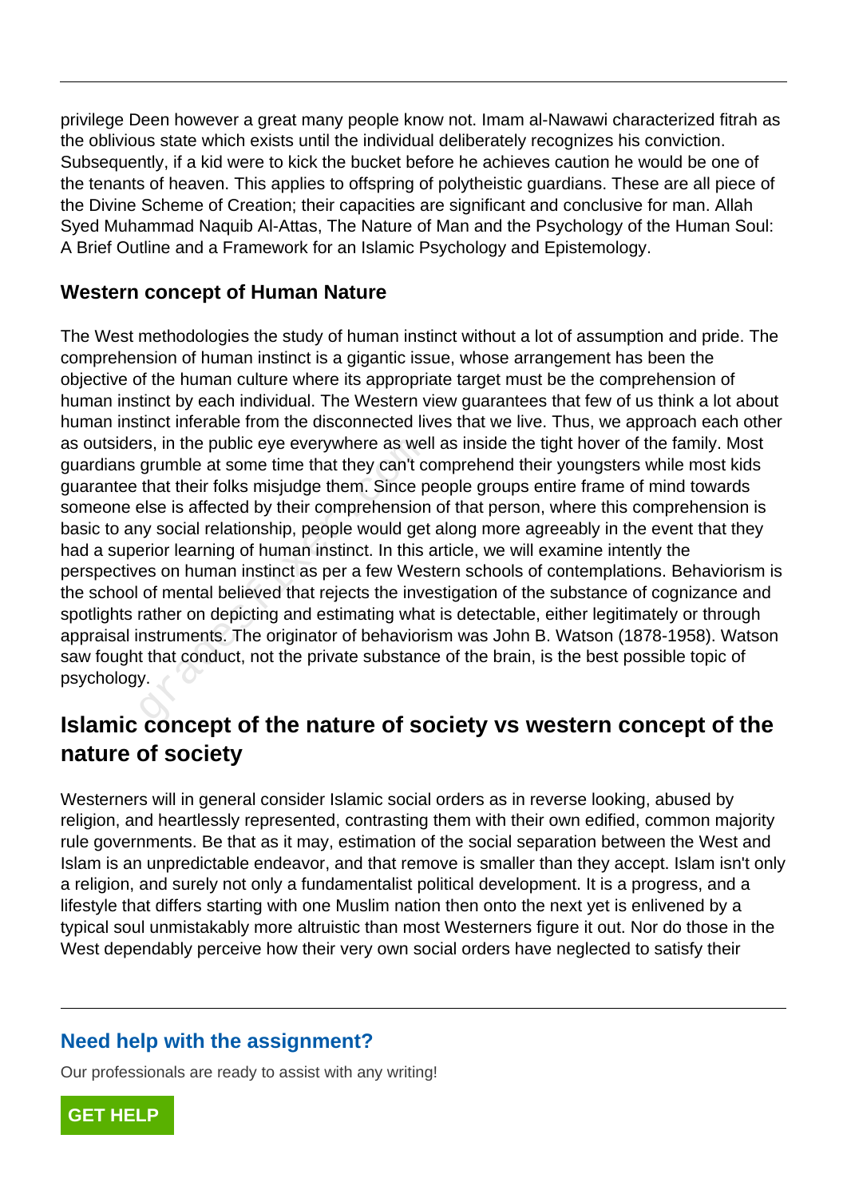privilege Deen however a great many people know not. Imam al-Nawawi characterized fitrah as the oblivious state which exists until the individual deliberately recognizes his conviction. Subsequently, if a kid were to kick the bucket before he achieves caution he would be one of the tenants of heaven. This applies to offspring of polytheistic guardians. These are all piece of the Divine Scheme of Creation; their capacities are significant and conclusive for man. Allah Syed Muhammad Naquib Al-Attas, The Nature of Man and the Psychology of the Human Soul: A Brief Outline and a Framework for an Islamic Psychology and Epistemology.

### Western concept of Human Nature

The West methodologies the study of human instinct without a lot of assumption and pride. The comprehension of human instinct is a gigantic issue, whose arrangement has been the objective of the human culture where its appropriate target must be the comprehension of human instinct by each individual. The Western view guarantees that few of us think a lot about human instinct inferable from the disconnected lives that we live. Thus, we approach each other as outsiders, in the public eye everywhere as well as inside the tight hover of the family. Most guardians grumble at some time that they can't comprehend their youngsters while most kids guarantee that their folks misjudge them. Since people groups entire frame of mind towards someone else is affected by their comprehension of that person, where this comprehension is basic to any social relationship, people would get along more agreeably in the event that they had a superior learning of human instinct. In this article, we will examine intently the perspectives on human instinct as per a few Western schools of contemplations. Behaviorism is the school of mental believed that rejects the investigation of the substance of cognizance and spotlights rather on depicting and estimating what is detectable, either legitimately or through appraisal instruments. The originator of behaviorism was John B. Watson (1878-1958). Watson saw fought that conduct, not the private substance of the brain, is the best possible topic of psychology.

## Islamic concept of the nature of society vs western concept of the nature of society

Westerners will in general consider Islamic social orders as in reverse looking, abused by religion, and heartlessly represented, contrasting them with their own edified, common majority rule governments. Be that as it may, estimation of the social separation between the West and Islam is an unpredictable endeavor, and that remove is smaller than they accept. Islam isn't only a religion, and surely not only a fundamentalist political development. It is a progress, and a lifestyle that differs starting with one Muslim nation then onto the next yet is enlivened by a typical soul unmistakably more altruistic than most Westerners figure it out. Nor do those in the West dependably perceive how their very own social orders have neglected to satisfy their

**Need help with the assignment?**

Our professionals are ready to assist with any writing!

GET HELP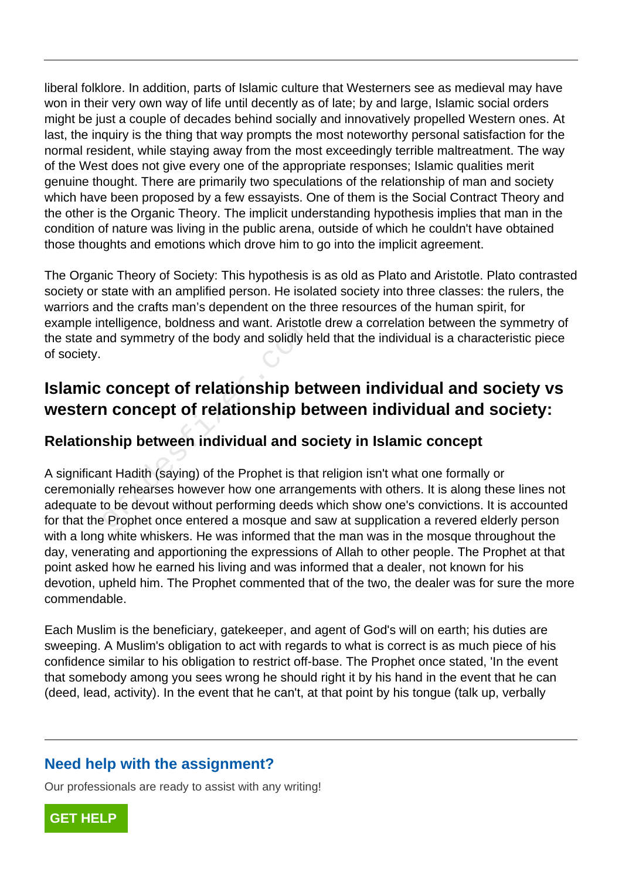liberal folklore. In addition, parts of Islamic culture that Westerners see as medieval may have won in their very own way of life until decently as of late; by and large, Islamic social orders might be just a couple of decades behind socially and innovatively propelled Western ones. At last, the inquiry is the thing that way prompts the most noteworthy personal satisfaction for the normal resident, while staying away from the most exceedingly terrible maltreatment. The way of the West does not give every one of the appropriate responses; Islamic qualities merit genuine thought. There are primarily two speculations of the relationship of man and society which have been proposed by a few essayists. One of them is the Social Contract Theory and the other is the Organic Theory. The implicit understanding hypothesis implies that man in the condition of nature was living in the public arena, outside of which he couldn't have obtained those thoughts and emotions which drove him to go into the implicit agreement.

The Organic Theory of Society: This hypothesis is as old as Plato and Aristotle. Plato contrasted society or state with an amplified person. He isolated society into three classes: the rulers, the warriors and the crafts man's dependent on the three resources of the human spirit, for example intelligence, boldness and want. Aristotle drew a correlation between the symmetry of the state and symmetry of the body and solidly held that the individual is a characteristic piece of society.

## Islamic concept of relationship between individual and society vs western concept of relationship between individual and society:

### Relationship between individual and society in Islamic concept

A significant Hadith (saying) of the Prophet is that religion isn't what one formally or ceremonially rehearses however how one arrangements with others. It is along these lines not adequate to be devout without performing deeds which show one's convictions. It is accounted for that the Prophet once entered a mosque and saw at supplication a revered elderly person with a long white whiskers. He was informed that the man was in the mosque throughout the day, venerating and apportioning the expressions of Allah to other people. The Prophet at that point asked how he earned his living and was informed that a dealer, not known for his devotion, upheld him. The Prophet commented that of the two, the dealer was for sure the more commendable.

Each Muslim is the beneficiary, gatekeeper, and agent of God's will on earth; his duties are sweeping. A Muslim's obligation to act with regards to what is correct is as much piece of his confidence similar to his obligation to restrict off-base. The Prophet once stated, 'In the event that somebody among you sees wrong he should right it by his hand in the event that he can (deed, lead, activity). In the event that he can't, at that point by his tongue (talk up, verbally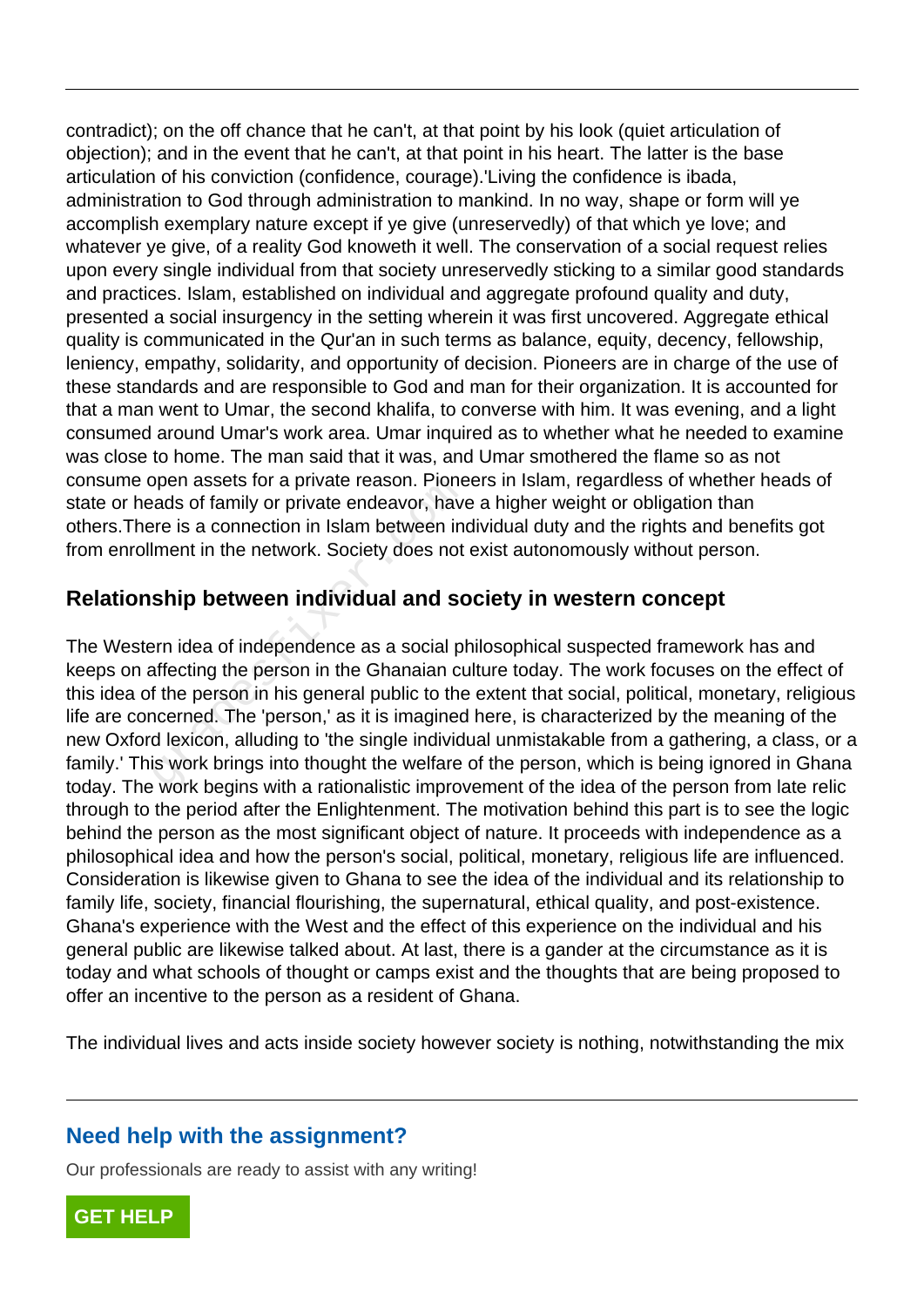contradict); on the off chance that he can't, at that point by his look (quiet articulation of objection); and in the event that he can't, at that point in his heart. The latter is the base articulation of his conviction (confidence, courage).'Living the confidence is ibada, administration to God through administration to mankind. In no way, shape or form will ye accomplish exemplary nature except if ye give (unreservedly) of that which ye love; and whatever ye give, of a reality God knoweth it well. The conservation of a social request relies upon every single individual from that society unreservedly sticking to a similar good standards and practices. Islam, established on individual and aggregate profound quality and duty, presented a social insurgency in the setting wherein it was first uncovered. Aggregate ethical quality is communicated in the Qur'an in such terms as balance, equity, decency, fellowship, leniency, empathy, solidarity, and opportunity of decision. Pioneers are in charge of the use of these standards and are responsible to God and man for their organization. It is accounted for that a man went to Umar, the second khalifa, to converse with him. It was evening, and a light consumed around Umar's work area. Umar inquired as to whether what he needed to examine was close to home. The man said that it was, and Umar smothered the flame so as not consume open assets for a private reason. Pioneers in Islam, regardless of whether heads of state or heads of family or private endeavor, have a higher weight or obligation than others.There is a connection in Islam between individual duty and the rights and benefits got from enrollment in the network. Society does not exist autonomously without person.

## Relationship between individual and society in western concept

The Western idea of independence as a social philosophical suspected framework has and keeps on affecting the person in the Ghanaian culture today. The work focuses on the effect of this idea of the person in his general public to the extent that social, political, monetary, religious life are concerned. The 'person,' as it is imagined here, is characterized by the meaning of the new Oxford lexicon, alluding to 'the single individual unmistakable from a gathering, a class, or a family.' This work brings into thought the welfare of the person, which is being ignored in Ghana today. The work begins with a rationalistic improvement of the idea of the person from late relic through to the period after the Enlightenment. The motivation behind this part is to see the logic behind the person as the most significant object of nature. It proceeds with independence as a philosophical idea and how the person's social, political, monetary, religious life are influenced. Consideration is likewise given to Ghana to see the idea of the individual and its relationship to family life, society, financial flourishing, the supernatural, ethical quality, and post-existence. Ghana's experience with the West and the effect of this experience on the individual and his general public are likewise talked about. At last, there is a gander at the circumstance as it is today and what schools of thought or camps exist and the thoughts that are being proposed to offer an incentive to the person as a resident of Ghana.

The individual lives and acts inside society however society is nothing, notwithstanding the mix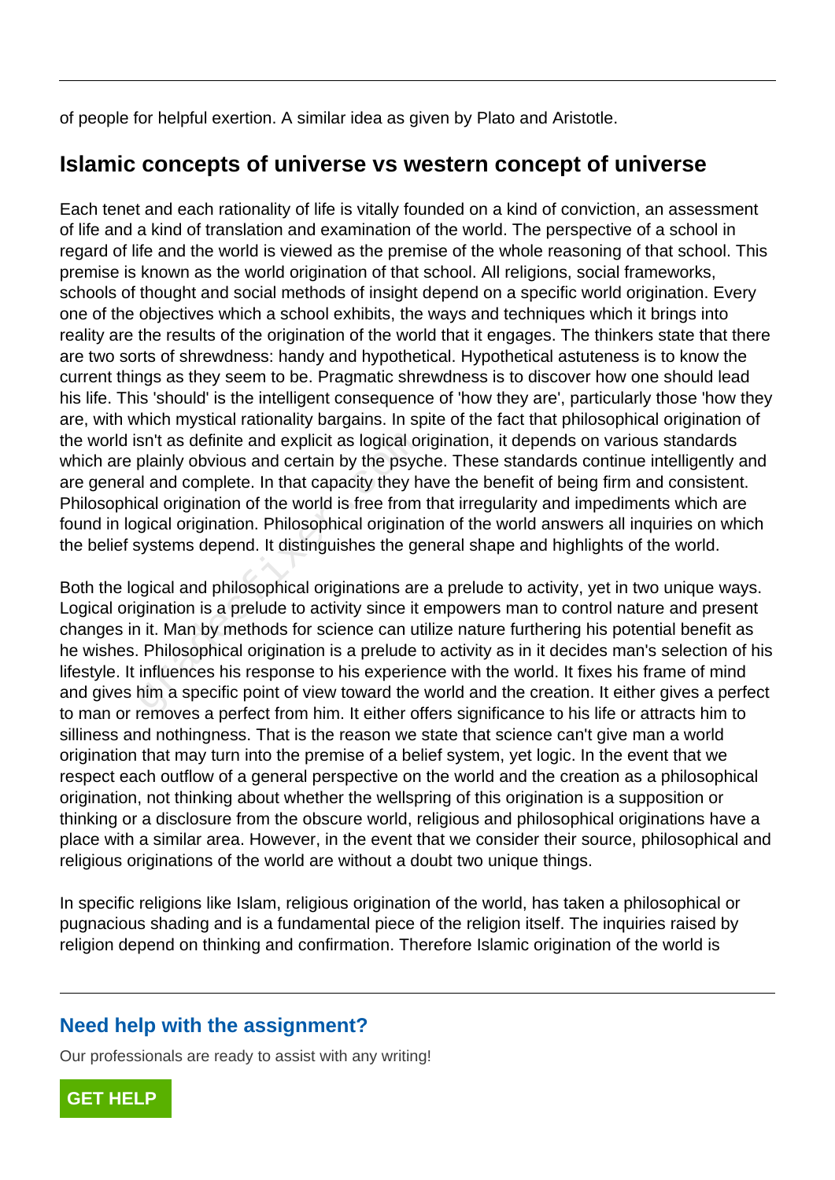of people for helpful exertion. A similar idea as given by Plato and Aristotle.

## Islamic concepts of universe vs western concept of universe

Each tenet and each rationality of life is vitally founded on a kind of conviction, an assessment of life and a kind of translation and examination of the world. The perspective of a school in regard of life and the world is viewed as the premise of the whole reasoning of that school. This premise is known as the world origination of that school. All religions, social frameworks, schools of thought and social methods of insight depend on a specific world origination. Every one of the objectives which a school exhibits, the ways and techniques which it brings into reality are the results of the origination of the world that it engages. The thinkers state that there are two sorts of shrewdness: handy and hypothetical. Hypothetical astuteness is to know the current things as they seem to be. Pragmatic shrewdness is to discover how one should lead his life. This 'should' is the intelligent consequence of 'how they are', particularly those 'how they are, with which mystical rationality bargains. In spite of the fact that philosophical origination of the world isn't as definite and explicit as logical origination, it depends on various standards which are plainly obvious and certain by the psyche. These standards continue intelligently and are general and complete. In that capacity they have the benefit of being firm and consistent. Philosophical origination of the world is free from that irregularity and impediments which are found in logical origination. Philosophical origination of the world answers all inquiries on which the belief systems depend. It distinguishes the general shape and highlights of the world.

Both the logical and philosophical originations are a prelude to activity, yet in two unique ways. Logical origination is a prelude to activity since it empowers man to control nature and present changes in it. Man by methods for science can utilize nature furthering his potential benefit as he wishes. Philosophical origination is a prelude to activity as in it decides man's selection of his lifestyle. It influences his response to his experience with the world. It fixes his frame of mind and gives him a specific point of view toward the world and the creation. It either gives a perfect to man or removes a perfect from him. It either offers significance to his life or attracts him to silliness and nothingness. That is the reason we state that science can't give man a world origination that may turn into the premise of a belief system, yet logic. In the event that we respect each outflow of a general perspective on the world and the creation as a philosophical origination, not thinking about whether the wellspring of this origination is a supposition or thinking or a disclosure from the obscure world, religious and philosophical originations have a place with a similar area. However, in the event that we consider their source, philosophical and religious originations of the world are without a doubt two unique things.

In specific religions like Islam, religious origination of the world, has taken a philosophical or pugnacious shading and is a fundamental piece of the religion itself. The inquiries raised by religion depend on thinking and confirmation. Therefore Islamic origination of the world is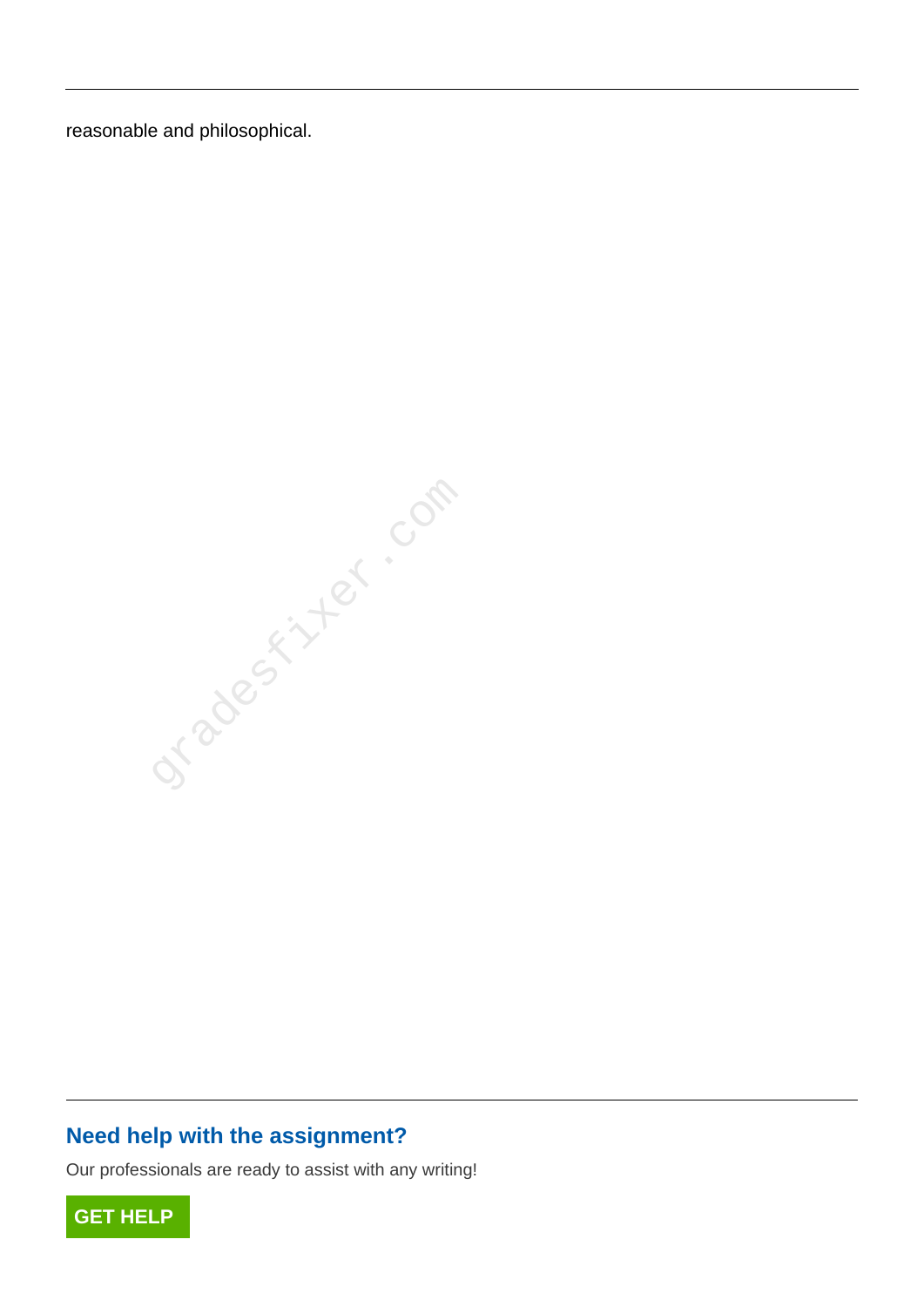reasonable and philosophical.

## Need help with the assignment?

Our professionals are ready to assist with any writing!

GET HELP